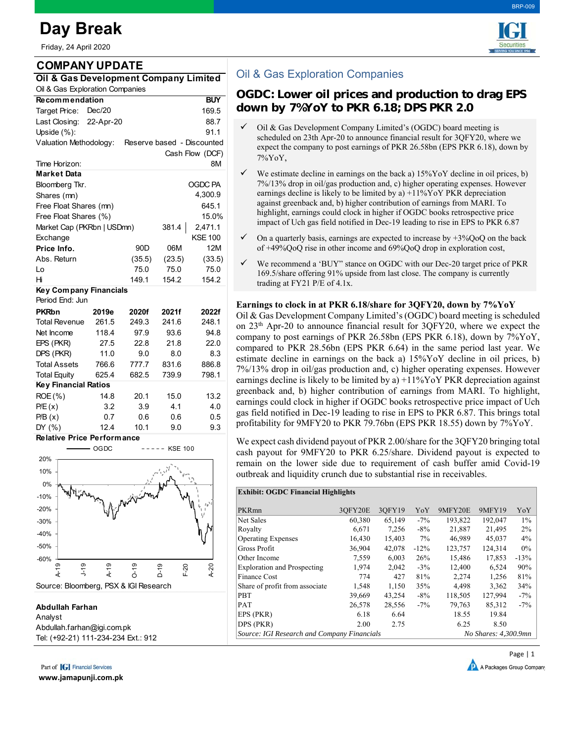# Day Break

Friday, 24 April 2020

## COMPANY UPDATE

### Oil & Gas Development Company Limited

Oil & Gas Exploration Companies

| Recommendation | | BUY |
|---|---|---|
| Target Price: | Dec/20 | 169.5 |
| Last Closing: | 22-Apr-20 | 88.7 |
| Upside (%): | | 91.1 |
| Valuation Methodology: | | Reserve based - Discounted Cash Flow (DCF) |
| Time Horizon: | | 8M |

| Market Data | | | |
|---|---|---|---|
| Bloomberg Tkr. | | | OGDC PA |
| Shares (mn) | | | 4,300.9 |
| Free Float Shares (mn) | | | 645.1 |
| Free Float Shares (%) | | | 15.0% |
| Market Cap (PKRbn \| USDmn) | | 381.4 | 2,471.1 |
| Exchange | | | KSE 100 |
| **Price Info.** | 90D | 06M | 12M |
| Abs. Return | (35.5) | (23.5) | (33.5) |
| Lo | 75.0 | 75.0 | 75.0 |
| Hi | 149.1 | 154.2 | 154.2 |

**Key Company Financials**

Period End: Jun

| PKRbn | 2019e | 2020f | 2021f | 2022f |
|---|---|---|---|---|
| Total Revenue | 261.5 | 249.3 | 241.6 | 248.1 |
| Net Income | 118.4 | 97.9 | 93.6 | 94.8 |
| EPS (PKR) | 27.5 | 22.8 | 21.8 | 22.0 |
| DPS (PKR) | 11.0 | 9.0 | 8.0 | 8.3 |
| Total Assets | 766.6 | 777.7 | 831.6 | 886.8 |
| Total Equity | 625.4 | 682.5 | 739.9 | 798.1 |
| **Key Financial Ratios** | | | | |
| ROE (%) | 14.8 | 20.1 | 15.0 | 13.2 |
| P/E (x) | 3.2 | 3.9 | 4.1 | 4.0 |
| P/B (x) | 0.7 | 0.6 | 0.6 | 0.5 |
| DY (%) | 12.4 | 10.1 | 9.0 | 9.3 |

**Relative Price Performance**

Source: Bloomberg, PSX & IGI Research

**Abdullah Farhan**
Analyst
Abdullah.farhan@igi.com.pk
Tel: (+92-21) 111-234-234 Ext.: 912

## Oil & Gas Exploration Companies

## OGDC: Lower oil prices and production to drag EPS down by 7%YoY to PKR 6.18; DPS PKR 2.0

- Oil & Gas Development Company Limited's (OGDC) board meeting is scheduled on 23th Apr-20 to announce financial result for 3QFY20, where we expect the company to post earnings of PKR 26.58bn (EPS PKR 6.18), down by 7%YoY,
- We estimate decline in earnings on the back a) 15%YoY decline in oil prices, b) 7%/13% drop in oil/gas production and, c) higher operating expenses. However earnings decline is likely to be limited by a) +11%YoY PKR depreciation against greenback and, b) higher contribution of earnings from MARI. To highlight, earnings could clock in higher if OGDC books retrospective price impact of Uch gas field notified in Dec-19 leading to rise in EPS to PKR 6.87
- On a quarterly basis, earnings are expected to increase by +3%QoQ on the back of +49%QoQ rise in other income and 69%QoQ drop in exploration cost,
- We recommend a 'BUY' stance on OGDC with our Dec-20 target price of PKR 169.5/share offering 91% upside from last close. The company is currently trading at FY21 P/E of 4.1x.

### Earnings to clock in at PKR 6.18/share for 3QFY20, down by 7%YoY

Oil & Gas Development Company Limited's (OGDC) board meeting is scheduled on 23th Apr-20 to announce financial result for 3QFY20, where we expect the company to post earnings of PKR 26.58bn (EPS PKR 6.18), down by 7%YoY, compared to PKR 28.56bn (EPS PKR 6.64) in the same period last year. We estimate decline in earnings on the back a) 15%YoY decline in oil prices, b) 7%/13% drop in oil/gas production and, c) higher operating expenses. However earnings decline is likely to be limited by a) +11%YoY PKR depreciation against greenback and, b) higher contribution of earnings from MARI. To highlight, earnings could clock in higher if OGDC books retrospective price impact of Uch gas field notified in Dec-19 leading to rise in EPS to PKR 6.87. This brings total profitability for 9MFY20 to PKR 79.76bn (EPS PKR 18.55) down by 7%YoY.

We expect cash dividend payout of PKR 2.00/share for the 3QFY20 bringing total cash payout for 9MFY20 to PKR 6.25/share. Dividend payout is expected to remain on the lower side due to requirement of cash buffer amid Covid-19 outbreak and liquidity crunch due to substantial rise in receivables.

**Exhibit: OGDC Financial Highlights**

| PKRmn | 3QFY20E | 3QFY19 | YoY | 9MFY20E | 9MFY19 | YoY |
|---|---|---|---|---|---|---|
| Net Sales | 60,380 | 65,149 | -7% | 193,822 | 192,047 | 1% |
| Royalty | 6,671 | 7,256 | -8% | 21,887 | 21,495 | 2% |
| Operating Expenses | 16,430 | 15,403 | 7% | 46,989 | 45,037 | 4% |
| Gross Profit | 36,904 | 42,078 | -12% | 123,757 | 124,314 | 0% |
| Other Income | 7,559 | 6,003 | 26% | 15,486 | 17,853 | -13% |
| Exploration and Prospecting | 1,974 | 2,042 | -3% | 12,400 | 6,524 | 90% |
| Finance Cost | 774 | 427 | 81% | 2,274 | 1,256 | 81% |
| Share of profit from associate | 1,548 | 1,150 | 35% | 4,498 | 3,362 | 34% |
| PBT | 39,669 | 43,254 | -8% | 118,505 | 127,994 | -7% |
| PAT | 26,578 | 28,556 | -7% | 79,763 | 85,312 | -7% |
| EPS (PKR) | 6.18 | 6.64 | | 18.55 | 19.84 | |
| DPS (PKR) | 2.00 | 2.75 | | 6.25 | 8.50 | |

*Source: IGI Research and Company Financials* — *No Shares: 4,300.9mn*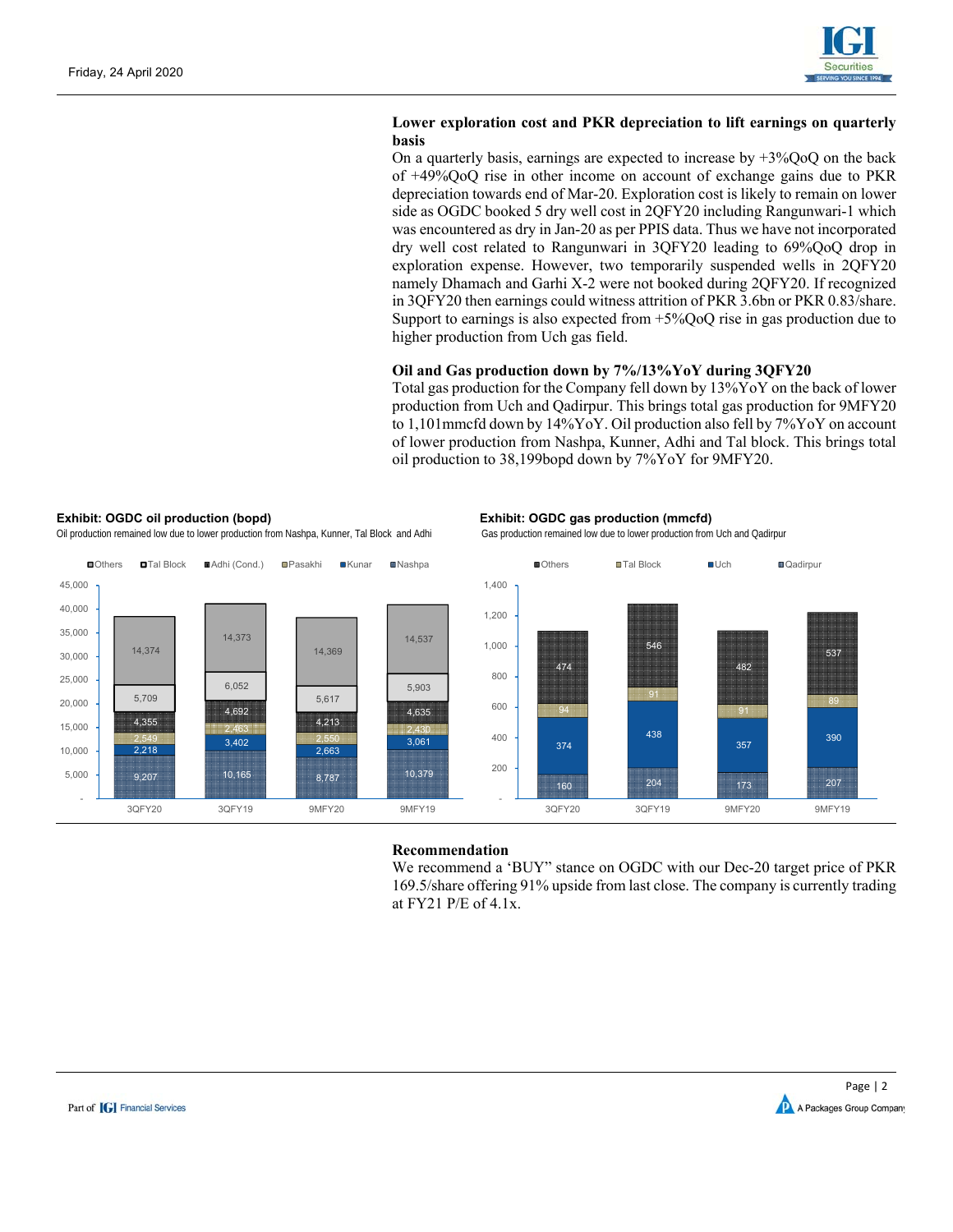**Lower exploration cost and PKR depreciation to lift earnings on quarterly basis**

On a quarterly basis, earnings are expected to increase by +3%QoQ on the back of +49%QoQ rise in other income on account of exchange gains due to PKR depreciation towards end of Mar-20. Exploration cost is likely to remain on lower side as OGDC booked 5 dry well cost in 2QFY20 including Rangunwari-1 which was encountered as dry in Jan-20 as per PPIS data. Thus we have not incorporated dry well cost related to Rangunwari in 3QFY20 leading to 69%QoQ drop in exploration expense. However, two temporarily suspended wells in 2QFY20 namely Dhamach and Garhi X-2 were not booked during 2QFY20. If recognized in 3QFY20 then earnings could witness attrition of PKR 3.6bn or PKR 0.83/share. Support to earnings is also expected from +5%QoQ rise in gas production due to higher production from Uch gas field.

**Oil and Gas production down by 7%/13%YoY during 3QFY20**

Total gas production for the Company fell down by 13%YoY on the back of lower production from Uch and Qadirpur. This brings total gas production for 9MFY20 to 1,101mmcfd down by 14%YoY. Oil production also fell by 7%YoY on account of lower production from Nashpa, Kunner, Adhi and Tal block. This brings total oil production to 38,199bopd down by 7%YoY for 9MFY20.

**Exhibit: OGDC oil production (bopd)**

Oil production remained low due to lower production from Nashpa, Kunner, Tal Block and Adhi

Others, Tal Block, Adhi (Cond.), Pasakhi, Kunar, Nashpa

45,000
40,000
35,000
30,000
25,000
20,000
15,000
10,000
5,000
-

3QFY20: 14,374; 5,709; 4,355; 2,549; 2,218; 9,207
3QFY19: 14,373; 6,052; 4,692; 2,463; 3,402; 10,165
9MFY20: 14,369; 5,617; 4,213; 2,550; 2,663; 8,787
9MFY19: 14,537; 5,903; 4,635; 2,430; 3,061; 10,379

**Exhibit: OGDC gas production (mmcfd)**

Gas production remained low due to lower production from Uch and Qadirpur

Others, Tal Block, Uch, Qadirpur

1,400
1,200
1,000
800
600
400
200
-

3QFY20: 474; 94; 374; 160
3QFY19: 546; 91; 438; 204
9MFY20: 482; 91; 357; 173
9MFY19: 537; 89; 390; 207

**Recommendation**

We recommend a 'BUY" stance on OGDC with our Dec-20 target price of PKR 169.5/share offering 91% upside from last close. The company is currently trading at FY21 P/E of 4.1x.